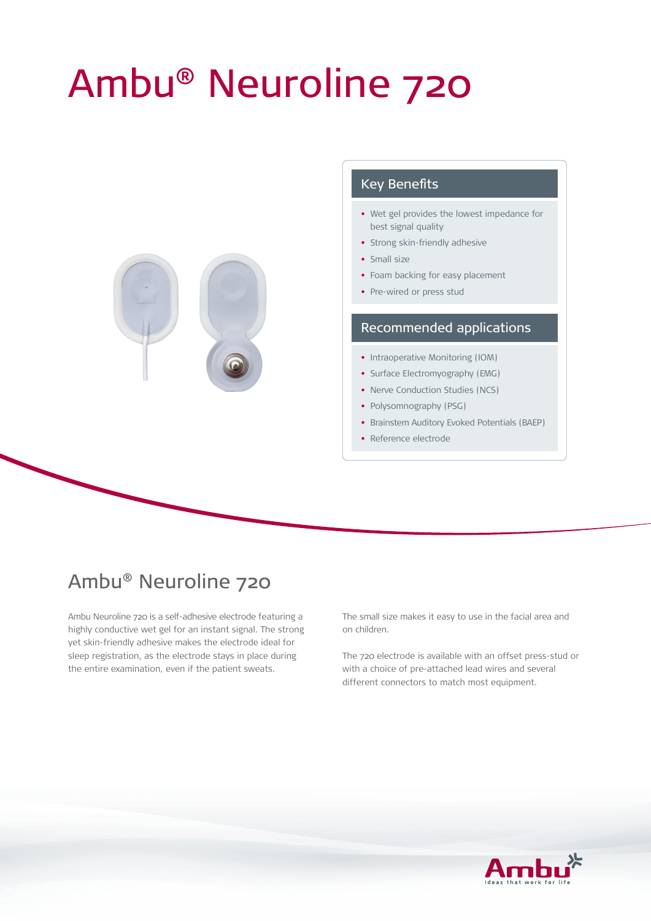# Ambu® Neuroline 720

## Key Benefits

- Wet gel provides the lowest impedance for best signal quality
- Strong skin-friendly adhesive
- Small size
- Foam backing for easy placement
- Pre-wired or press stud

## Recommended applications

- Intraoperative Monitoring (IOM)
- Surface Electromyography (EMG)
- Nerve Conduction Studies (NCS)
- Polysomnography (PSG)
- Brainstem Auditory Evoked Potentials (BAEP)
- Reference electrode

## Ambu® Neuroline 720

Ambu Neuroline 720 is a self-adhesive electrode featuring a highly conductive wet gel for an instant signal. The strong yet skin-friendly adhesive makes the electrode ideal for sleep registration, as the electrode stays in place during the entire examination, even if the patient sweats.

The small size makes it easy to use in the facial area and on children.

The 720 electrode is available with an offset press-stud or with a choice of pre-attached lead wires and several different connectors to match most equipment.

Ambu
Ideas that work for life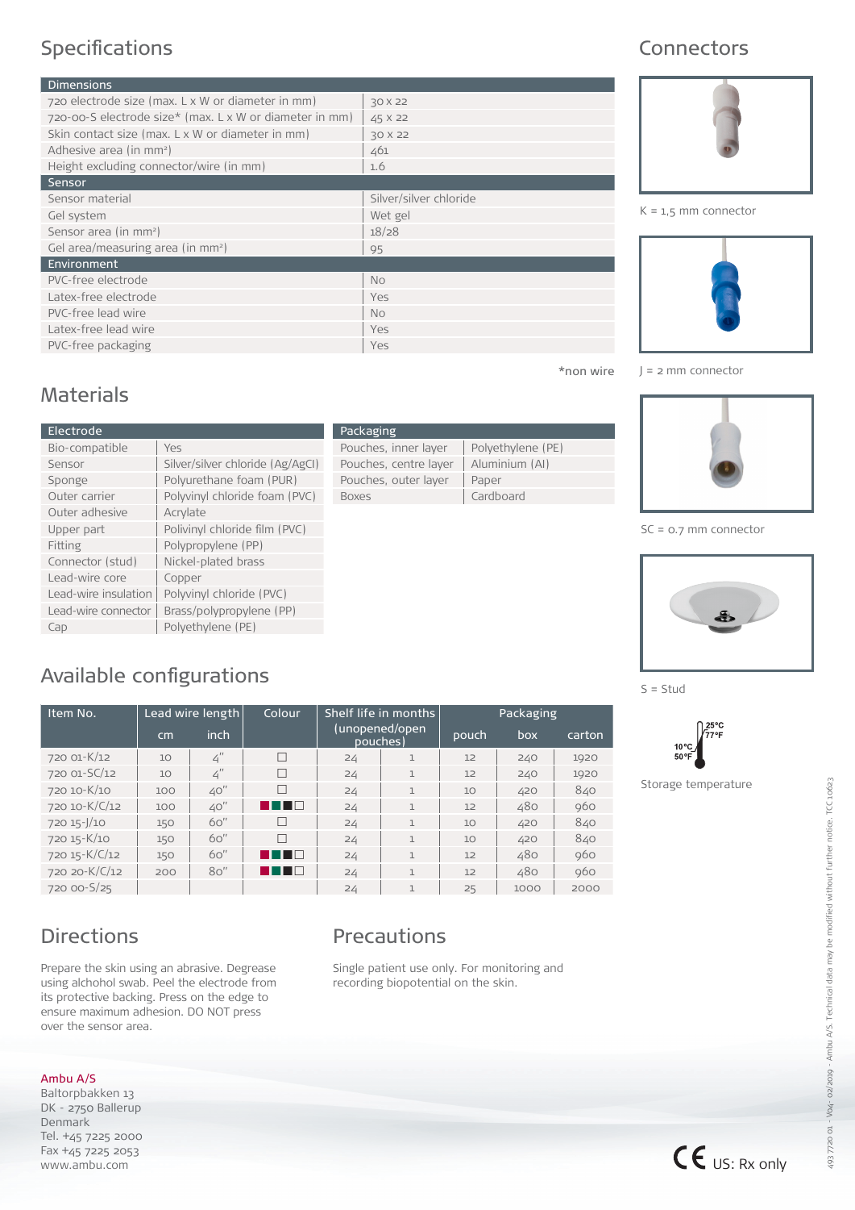## Specifications

| Dimensions | |
|---|---|
| 720 electrode size (max. L x W or diameter in mm) | 30 x 22 |
| 720-00-S electrode size* (max. L x W or diameter in mm) | 45 x 22 |
| Skin contact size (max. L x W or diameter in mm) | 30 x 22 |
| Adhesive area (in mm²) | 461 |
| Height excluding connector/wire (in mm) | 1.6 |
| **Sensor** | |
| Sensor material | Silver/silver chloride |
| Gel system | Wet gel |
| Sensor area (in mm²) | 18/28 |
| Gel area/measuring area (in mm²) | 95 |
| **Environment** | |
| PVC-free electrode | No |
| Latex-free electrode | Yes |
| PVC-free lead wire | No |
| Latex-free lead wire | Yes |
| PVC-free packaging | Yes |

*non wire

## Materials

| Electrode | |
|---|---|
| Bio-compatible | Yes |
| Sensor | Silver/silver chloride (Ag/AgCl) |
| Sponge | Polyurethane foam (PUR) |
| Outer carrier | Polyvinyl chloride foam (PVC) |
| Outer adhesive | Acrylate |
| Upper part | Polivinyl chloride film (PVC) |
| Fitting | Polypropylene (PP) |
| Connector (stud) | Nickel-plated brass |
| Lead-wire core | Copper |
| Lead-wire insulation | Polyvinyl chloride (PVC) |
| Lead-wire connector | Brass/polypropylene (PP) |
| Cap | Polyethylene (PE) |

| Packaging | |
|---|---|
| Pouches, inner layer | Polyethylene (PE) |
| Pouches, centre layer | Aluminium (Al) |
| Pouches, outer layer | Paper |
| Boxes | Cardboard |

## Available configurations

| Item No. | Lead wire length | | Colour | Shelf life in months (unopened/open pouches) | | Packaging | | |
|---|---|---|---|---|---|---|---|---|
| | cm | inch | | | | pouch | box | carton |
| 720 01-K/12 | 10 | 4" | ☐ | 24 | 1 | 12 | 240 | 1920 |
| 720 01-SC/12 | 10 | 4" | ☐ | 24 | 1 | 12 | 240 | 1920 |
| 720 10-K/10 | 100 | 40" | ☐ | 24 | 1 | 10 | 420 | 840 |
| 720 10-K/C/12 | 100 | 40" | ■■■☐ | 24 | 1 | 12 | 480 | 960 |
| 720 15-J/10 | 150 | 60" | ☐ | 24 | 1 | 10 | 420 | 840 |
| 720 15-K/10 | 150 | 60" | ☐ | 24 | 1 | 10 | 420 | 840 |
| 720 15-K/C/12 | 150 | 60" | ■■■☐ | 24 | 1 | 12 | 480 | 960 |
| 720 20-K/C/12 | 200 | 80" | ■■■☐ | 24 | 1 | 12 | 480 | 960 |
| 720 00-S/25 | | | | 24 | 1 | 25 | 1000 | 2000 |

## Connectors

K = 1,5 mm connector

J = 2 mm connector

SC = 0.7 mm connector

S = Stud

25°C
77°F
10°C
50°F

Storage temperature

## Directions

Prepare the skin using an abrasive. Degrease using alchohol swab. Peel the electrode from its protective backing. Press on the edge to ensure maximum adhesion. DO NOT press over the sensor area.

## Precautions

Single patient use only. For monitoring and recording biopotential on the skin.

**Ambu A/S**
Baltorpbakken 13
DK - 2750 Ballerup
Denmark
Tel. +45 7225 2000
Fax +45 7225 2053
www.ambu.com

CE US: Rx only

493 7720 01 - V04 - 02/2019 - Ambu A/S. Technical data may be modified without further notice. TCC 10623